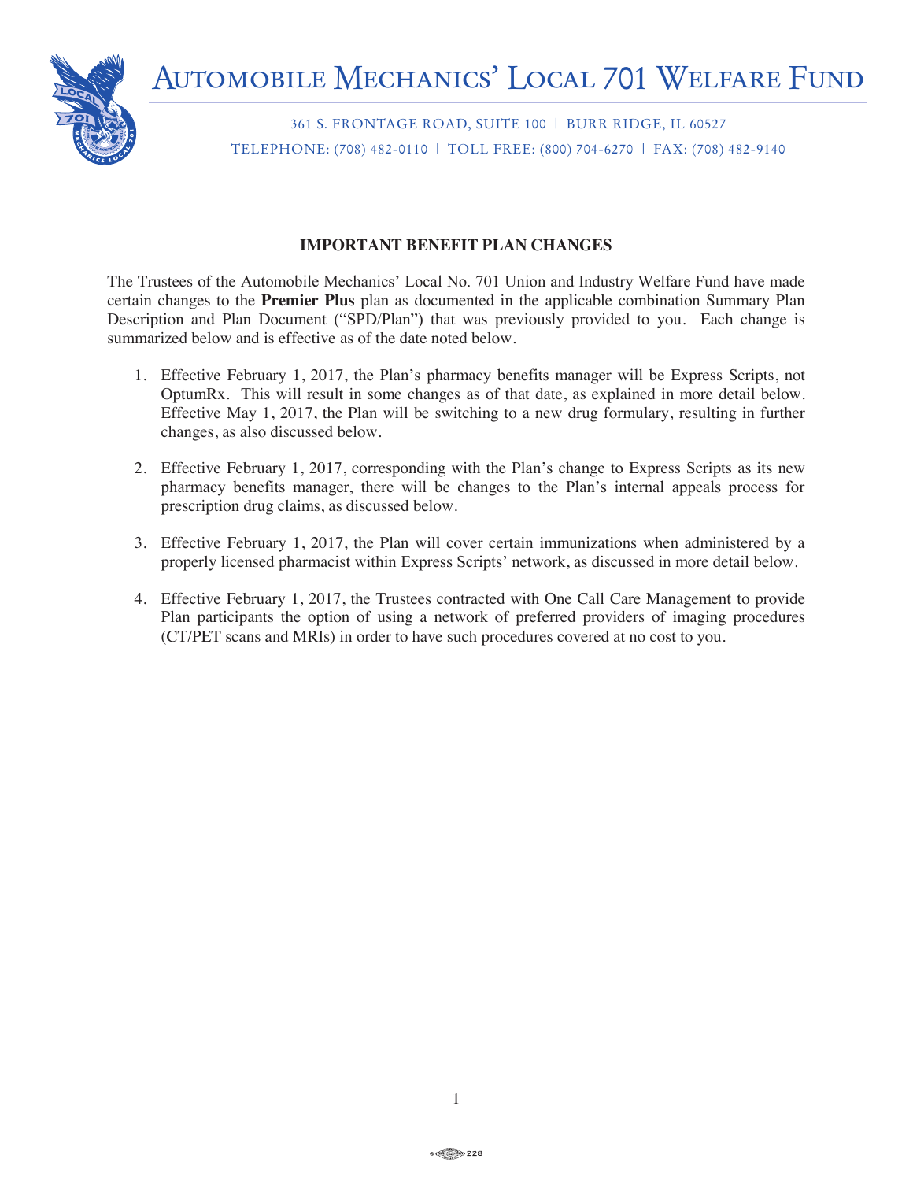# Automobile Mechanics' Local 701 Welfare Fund

361 S. Frontage Road, Suite 100 | Burr Ridge, IL 60527

Telephone: (708) 482-0110 | Toll Free: (800) 704-6270 | Fax: (708) 482-9140

## IMPORTANT BENEFIT PLAN CHANGES

The Trustees of the Automobile Mechanics' Local No. 701 Union and Industry Welfare Fund have made certain changes to the **Premier Plus** plan as documented in the applicable combination Summary Plan Description and Plan Document ("SPD/Plan") that was previously provided to you. Each change is summarized below and is effective as of the date noted below.

1. Effective February 1, 2017, the Plan's pharmacy benefits manager will be Express Scripts, not OptumRx. This will result in some changes as of that date, as explained in more detail below. Effective May 1, 2017, the Plan will be switching to a new drug formulary, resulting in further changes, as also discussed below.

2. Effective February 1, 2017, corresponding with the Plan's change to Express Scripts as its new pharmacy benefits manager, there will be changes to the Plan's internal appeals process for prescription drug claims, as discussed below.

3. Effective February 1, 2017, the Plan will cover certain immunizations when administered by a properly licensed pharmacist within Express Scripts' network, as discussed in more detail below.

4. Effective February 1, 2017, the Trustees contracted with One Call Care Management to provide Plan participants the option of using a network of preferred providers of imaging procedures (CT/PET scans and MRIs) in order to have such procedures covered at no cost to you.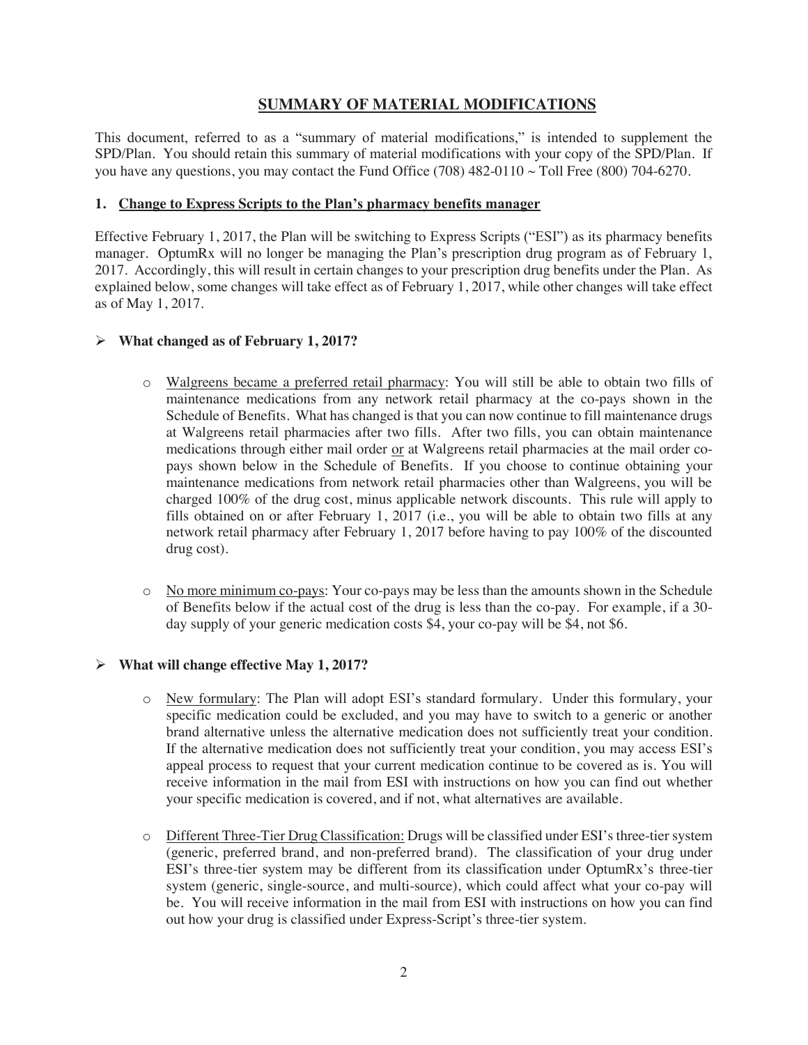# SUMMARY OF MATERIAL MODIFICATIONS

This document, referred to as a "summary of material modifications," is intended to supplement the SPD/Plan. You should retain this summary of material modifications with your copy of the SPD/Plan. If you have any questions, you may contact the Fund Office (708) 482-0110 ~ Toll Free (800) 704-6270.

## 1. Change to Express Scripts to the Plan's pharmacy benefits manager

Effective February 1, 2017, the Plan will be switching to Express Scripts ("ESI") as its pharmacy benefits manager. OptumRx will no longer be managing the Plan's prescription drug program as of February 1, 2017. Accordingly, this will result in certain changes to your prescription drug benefits under the Plan. As explained below, some changes will take effect as of February 1, 2017, while other changes will take effect as of May 1, 2017.

### ➢ What changed as of February 1, 2017?

- Walgreens became a preferred retail pharmacy: You will still be able to obtain two fills of maintenance medications from any network retail pharmacy at the co-pays shown in the Schedule of Benefits. What has changed is that you can now continue to fill maintenance drugs at Walgreens retail pharmacies after two fills. After two fills, you can obtain maintenance medications through either mail order or at Walgreens retail pharmacies at the mail order co-pays shown below in the Schedule of Benefits. If you choose to continue obtaining your maintenance medications from network retail pharmacies other than Walgreens, you will be charged 100% of the drug cost, minus applicable network discounts. This rule will apply to fills obtained on or after February 1, 2017 (i.e., you will be able to obtain two fills at any network retail pharmacy after February 1, 2017 before having to pay 100% of the discounted drug cost).

- No more minimum co-pays: Your co-pays may be less than the amounts shown in the Schedule of Benefits below if the actual cost of the drug is less than the co-pay. For example, if a 30-day supply of your generic medication costs $4, your co-pay will be $4, not $6.

### ➢ What will change effective May 1, 2017?

- New formulary: The Plan will adopt ESI's standard formulary. Under this formulary, your specific medication could be excluded, and you may have to switch to a generic or another brand alternative unless the alternative medication does not sufficiently treat your condition. If the alternative medication does not sufficiently treat your condition, you may access ESI's appeal process to request that your current medication continue to be covered as is. You will receive information in the mail from ESI with instructions on how you can find out whether your specific medication is covered, and if not, what alternatives are available.

- Different Three-Tier Drug Classification: Drugs will be classified under ESI's three-tier system (generic, preferred brand, and non-preferred brand). The classification of your drug under ESI's three-tier system may be different from its classification under OptumRx's three-tier system (generic, single-source, and multi-source), which could affect what your co-pay will be. You will receive information in the mail from ESI with instructions on how you can find out how your drug is classified under Express-Script's three-tier system.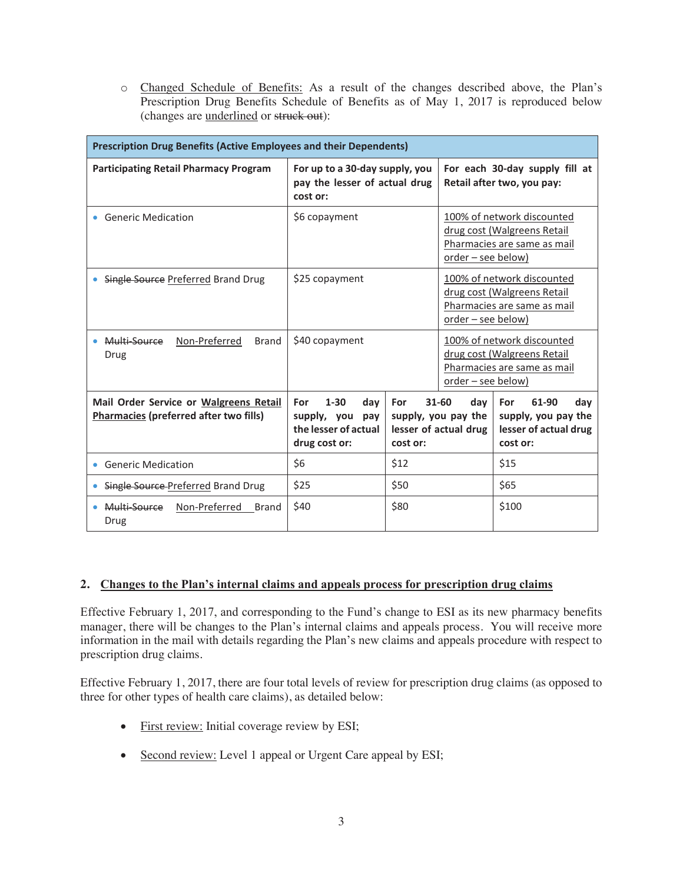- Changed Schedule of Benefits: As a result of the changes described above, the Plan's Prescription Drug Benefits Schedule of Benefits as of May 1, 2017 is reproduced below (changes are underlined or ~~struck out~~):

| Prescription Drug Benefits (Active Employees and their Dependents) | | | |
|---|---|---|---|
| **Participating Retail Pharmacy Program** | **For up to a 30-day supply, you pay the lesser of actual drug cost or:** | **For each 30-day supply fill at Retail after two, you pay:** | |
| • Generic Medication | $6 copayment | 100% of network discounted drug cost (Walgreens Retail Pharmacies are same as mail order – see below) | |
| • ~~Single Source~~ Preferred Brand Drug | $25 copayment | 100% of network discounted drug cost (Walgreens Retail Pharmacies are same as mail order – see below) | |
| • ~~Multi-Source~~ Non-Preferred Brand Drug | $40 copayment | 100% of network discounted drug cost (Walgreens Retail Pharmacies are same as mail order – see below) | |
| **Mail Order Service or Walgreens Retail Pharmacies (preferred after two fills)** | **For 1-30 day supply, you pay the lesser of actual drug cost or:** | **For 31-60 day supply, you pay the lesser of actual drug cost or:** | **For 61-90 day supply, you pay the lesser of actual drug cost or:** |
| • Generic Medication | $6 | $12 | $15 |
| • ~~Single Source~~ Preferred Brand Drug | $25 | $50 | $65 |
| • ~~Multi-Source~~ Non-Preferred Brand Drug | $40 | $80 | $100 |

## 2. Changes to the Plan's internal claims and appeals process for prescription drug claims

Effective February 1, 2017, and corresponding to the Fund's change to ESI as its new pharmacy benefits manager, there will be changes to the Plan's internal claims and appeals process. You will receive more information in the mail with details regarding the Plan's new claims and appeals procedure with respect to prescription drug claims.

Effective February 1, 2017, there are four total levels of review for prescription drug claims (as opposed to three for other types of health care claims), as detailed below:

- First review: Initial coverage review by ESI;
- Second review: Level 1 appeal or Urgent Care appeal by ESI;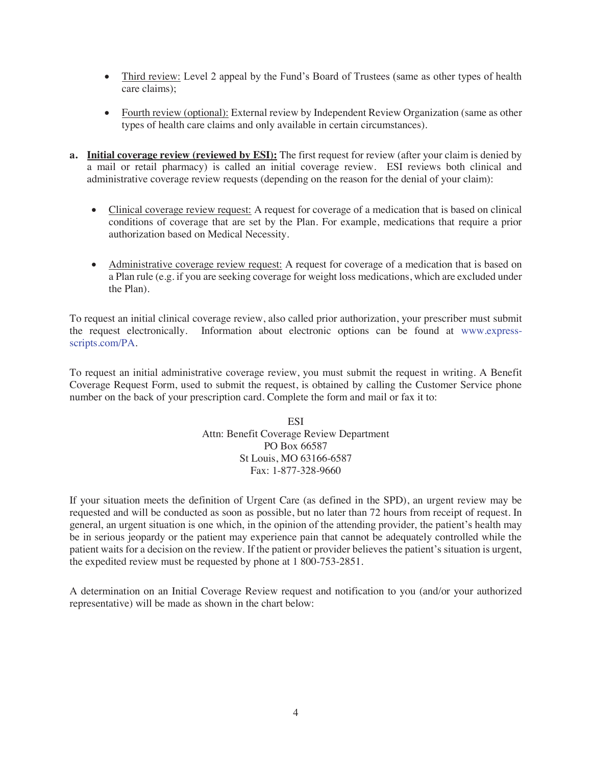- Third review: Level 2 appeal by the Fund's Board of Trustees (same as other types of health care claims);

- Fourth review (optional): External review by Independent Review Organization (same as other types of health care claims and only available in certain circumstances).

**a. Initial coverage review (reviewed by ESI):** The first request for review (after your claim is denied by a mail or retail pharmacy) is called an initial coverage review. ESI reviews both clinical and administrative coverage review requests (depending on the reason for the denial of your claim):

- Clinical coverage review request: A request for coverage of a medication that is based on clinical conditions of coverage that are set by the Plan. For example, medications that require a prior authorization based on Medical Necessity.

- Administrative coverage review request: A request for coverage of a medication that is based on a Plan rule (e.g. if you are seeking coverage for weight loss medications, which are excluded under the Plan).

To request an initial clinical coverage review, also called prior authorization, your prescriber must submit the request electronically. Information about electronic options can be found at www.express-scripts.com/PA.

To request an initial administrative coverage review, you must submit the request in writing. A Benefit Coverage Request Form, used to submit the request, is obtained by calling the Customer Service phone number on the back of your prescription card. Complete the form and mail or fax it to:

ESI
Attn: Benefit Coverage Review Department
PO Box 66587
St Louis, MO 63166-6587
Fax: 1-877-328-9660

If your situation meets the definition of Urgent Care (as defined in the SPD), an urgent review may be requested and will be conducted as soon as possible, but no later than 72 hours from receipt of request. In general, an urgent situation is one which, in the opinion of the attending provider, the patient's health may be in serious jeopardy or the patient may experience pain that cannot be adequately controlled while the patient waits for a decision on the review. If the patient or provider believes the patient's situation is urgent, the expedited review must be requested by phone at 1 800-753-2851.

A determination on an Initial Coverage Review request and notification to you (and/or your authorized representative) will be made as shown in the chart below: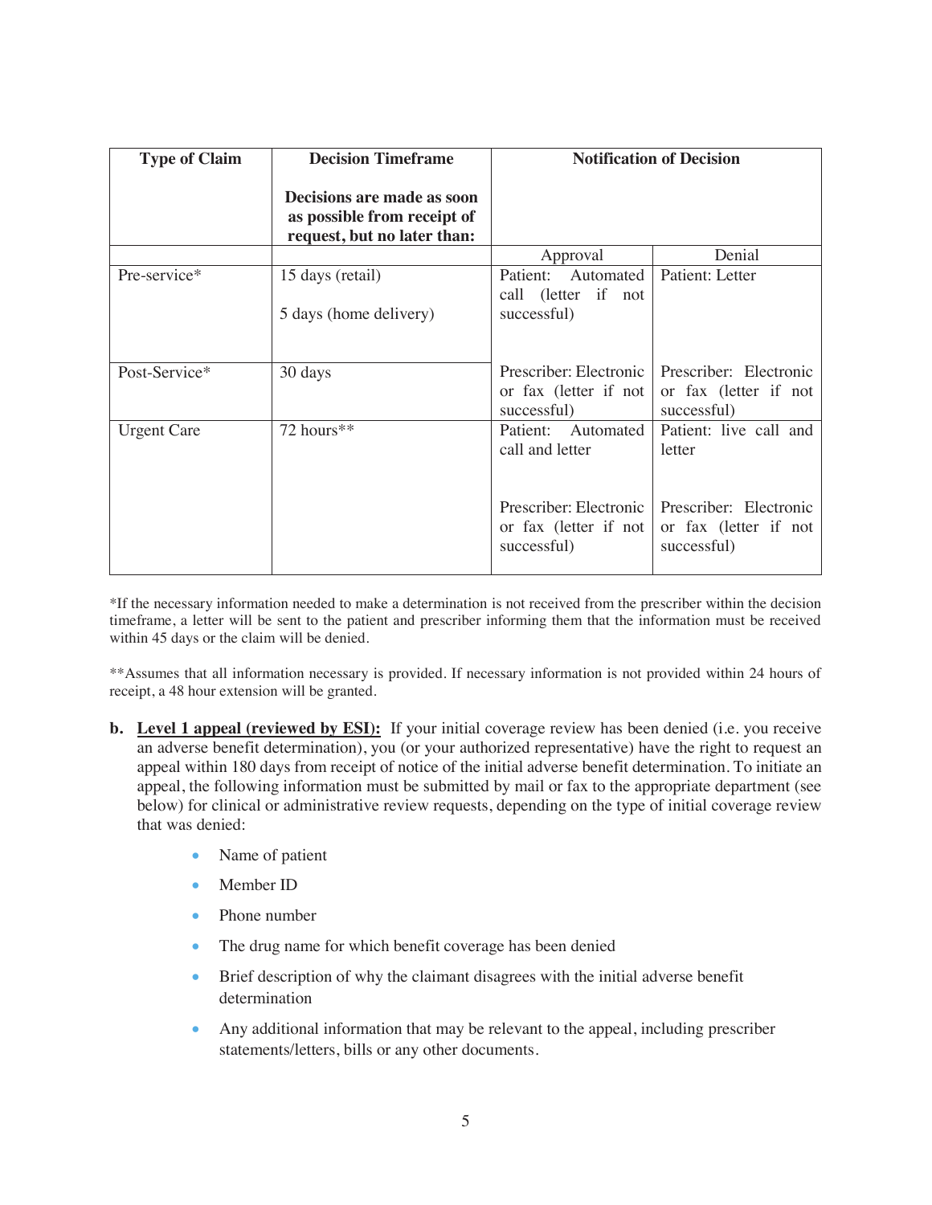| Type of Claim | Decision Timeframe<br><br>Decisions are made as soon as possible from receipt of request, but no later than: | Notification of Decision | |
|---|---|---|---|
| | | Approval | Denial |
| Pre-service* | 15 days (retail)<br><br>5 days (home delivery) | Patient: Automated call (letter if not successful) | Patient: Letter |
| Post-Service* | 30 days | Prescriber: Electronic or fax (letter if not successful) | Prescriber: Electronic or fax (letter if not successful) |
| Urgent Care | 72 hours** | Patient: Automated call and letter<br><br>Prescriber: Electronic or fax (letter if not successful) | Patient: live call and letter<br><br>Prescriber: Electronic or fax (letter if not successful) |

*If the necessary information needed to make a determination is not received from the prescriber within the decision timeframe, a letter will be sent to the patient and prescriber informing them that the information must be received within 45 days or the claim will be denied.

**Assumes that all information necessary is provided. If necessary information is not provided within 24 hours of receipt, a 48 hour extension will be granted.

**b. <u>Level 1 appeal (reviewed by ESI):</u>** If your initial coverage review has been denied (i.e. you receive an adverse benefit determination), you (or your authorized representative) have the right to request an appeal within 180 days from receipt of notice of the initial adverse benefit determination. To initiate an appeal, the following information must be submitted by mail or fax to the appropriate department (see below) for clinical or administrative review requests, depending on the type of initial coverage review that was denied:

- Name of patient
- Member ID
- Phone number
- The drug name for which benefit coverage has been denied
- Brief description of why the claimant disagrees with the initial adverse benefit determination
- Any additional information that may be relevant to the appeal, including prescriber statements/letters, bills or any other documents.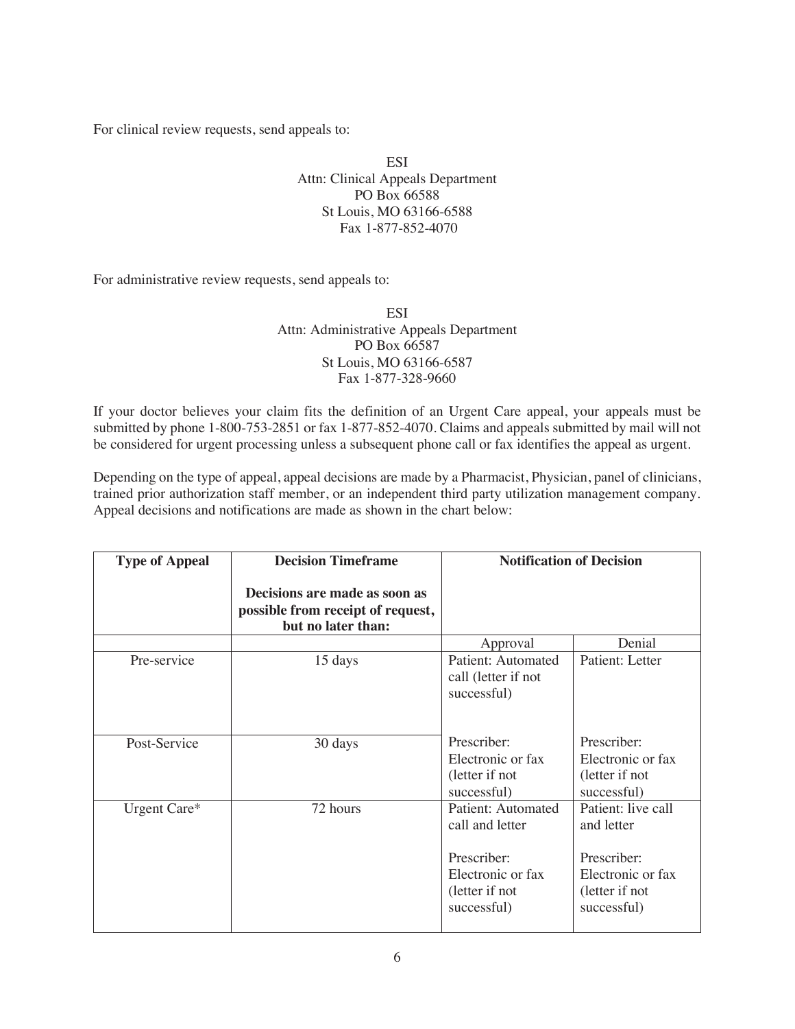For clinical review requests, send appeals to:

ESI  
Attn: Clinical Appeals Department  
PO Box 66588  
St Louis, MO 63166-6588  
Fax 1-877-852-4070

For administrative review requests, send appeals to:

ESI  
Attn: Administrative Appeals Department  
PO Box 66587  
St Louis, MO 63166-6587  
Fax 1-877-328-9660

If your doctor believes your claim fits the definition of an Urgent Care appeal, your appeals must be submitted by phone 1-800-753-2851 or fax 1-877-852-4070. Claims and appeals submitted by mail will not be considered for urgent processing unless a subsequent phone call or fax identifies the appeal as urgent.

Depending on the type of appeal, appeal decisions are made by a Pharmacist, Physician, panel of clinicians, trained prior authorization staff member, or an independent third party utilization management company. Appeal decisions and notifications are made as shown in the chart below:

| **Type of Appeal** | **Decision Timeframe**<br><br>**Decisions are made as soon as possible from receipt of request, but no later than:** | **Notification of Decision** | |
|---|---|---|---|
| | | Approval | Denial |
| Pre-service | 15 days | Patient: Automated call (letter if not successful) | Patient: Letter |
| Post-Service | 30 days | Prescriber: Electronic or fax (letter if not successful) | Prescriber: Electronic or fax (letter if not successful) |
| Urgent Care* | 72 hours | Patient: Automated call and letter<br><br>Prescriber: Electronic or fax (letter if not successful) | Patient: live call and letter<br><br>Prescriber: Electronic or fax (letter if not successful) |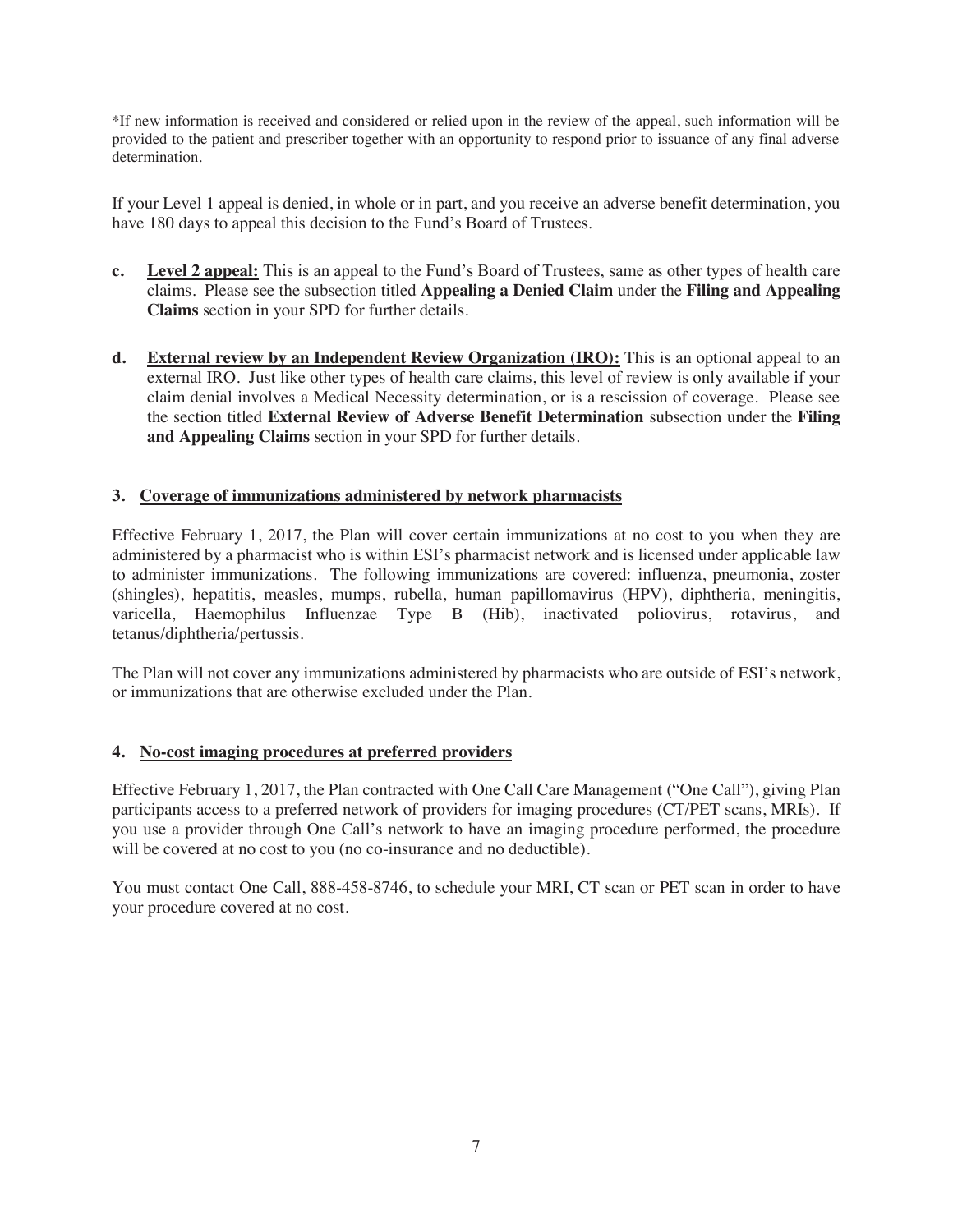*If new information is received and considered or relied upon in the review of the appeal, such information will be provided to the patient and prescriber together with an opportunity to respond prior to issuance of any final adverse determination.

If your Level 1 appeal is denied, in whole or in part, and you receive an adverse benefit determination, you have 180 days to appeal this decision to the Fund's Board of Trustees.

**c.** **<u>Level 2 appeal:</u>** This is an appeal to the Fund's Board of Trustees, same as other types of health care claims. Please see the subsection titled **Appealing a Denied Claim** under the **Filing and Appealing Claims** section in your SPD for further details.

**d.** **<u>External review by an Independent Review Organization (IRO):</u>** This is an optional appeal to an external IRO. Just like other types of health care claims, this level of review is only available if your claim denial involves a Medical Necessity determination, or is a rescission of coverage. Please see the section titled **External Review of Adverse Benefit Determination** subsection under the **Filing and Appealing Claims** section in your SPD for further details.

### 3. <u>Coverage of immunizations administered by network pharmacists</u>

Effective February 1, 2017, the Plan will cover certain immunizations at no cost to you when they are administered by a pharmacist who is within ESI's pharmacist network and is licensed under applicable law to administer immunizations. The following immunizations are covered: influenza, pneumonia, zoster (shingles), hepatitis, measles, mumps, rubella, human papillomavirus (HPV), diphtheria, meningitis, varicella, Haemophilus Influenzae Type B (Hib), inactivated poliovirus, rotavirus, and tetanus/diphtheria/pertussis.

The Plan will not cover any immunizations administered by pharmacists who are outside of ESI's network, or immunizations that are otherwise excluded under the Plan.

### 4. <u>No-cost imaging procedures at preferred providers</u>

Effective February 1, 2017, the Plan contracted with One Call Care Management ("One Call"), giving Plan participants access to a preferred network of providers for imaging procedures (CT/PET scans, MRIs). If you use a provider through One Call's network to have an imaging procedure performed, the procedure will be covered at no cost to you (no co-insurance and no deductible).

You must contact One Call, 888-458-8746, to schedule your MRI, CT scan or PET scan in order to have your procedure covered at no cost.